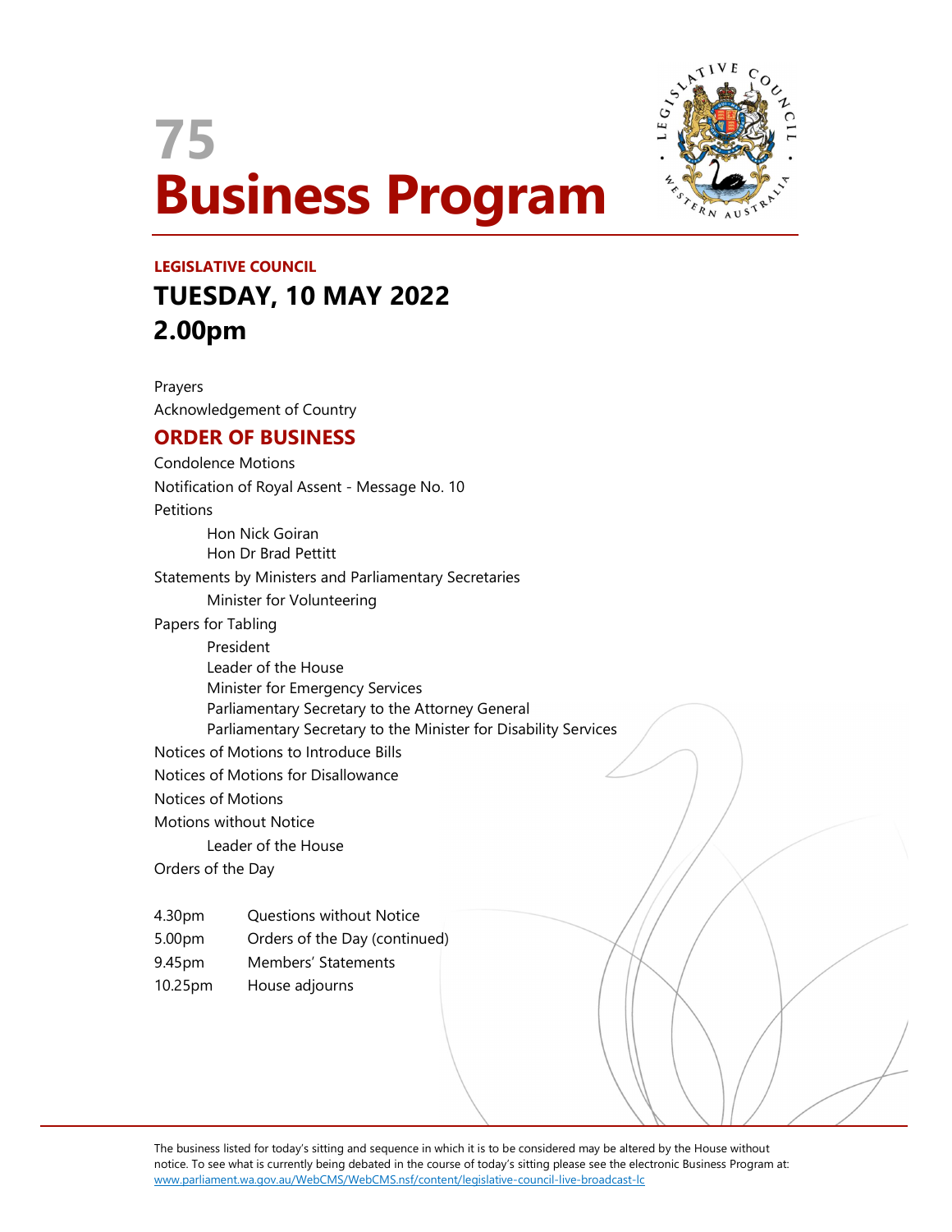# 75
# Business Program

**LEGISLATIVE COUNCIL**

## TUESDAY, 10 MAY 2022
## 2.00pm

Prayers

Acknowledgement of Country

## ORDER OF BUSINESS

Condolence Motions

Notification of Royal Assent - Message No. 10

Petitions

- Hon Nick Goiran
- Hon Dr Brad Pettitt

Statements by Ministers and Parliamentary Secretaries

- Minister for Volunteering

Papers for Tabling

- President
- Leader of the House
- Minister for Emergency Services
- Parliamentary Secretary to the Attorney General
- Parliamentary Secretary to the Minister for Disability Services

Notices of Motions to Introduce Bills

Notices of Motions for Disallowance

Notices of Motions

Motions without Notice

- Leader of the House

Orders of the Day

| | |
|---|---|
| 4.30pm | Questions without Notice |
| 5.00pm | Orders of the Day (continued) |
| 9.45pm | Members' Statements |
| 10.25pm | House adjourns |

The business listed for today's sitting and sequence in which it is to be considered may be altered by the House without notice. To see what is currently being debated in the course of today's sitting please see the electronic Business Program at: www.parliament.wa.gov.au/WebCMS/WebCMS.nsf/content/legislative-council-live-broadcast-lc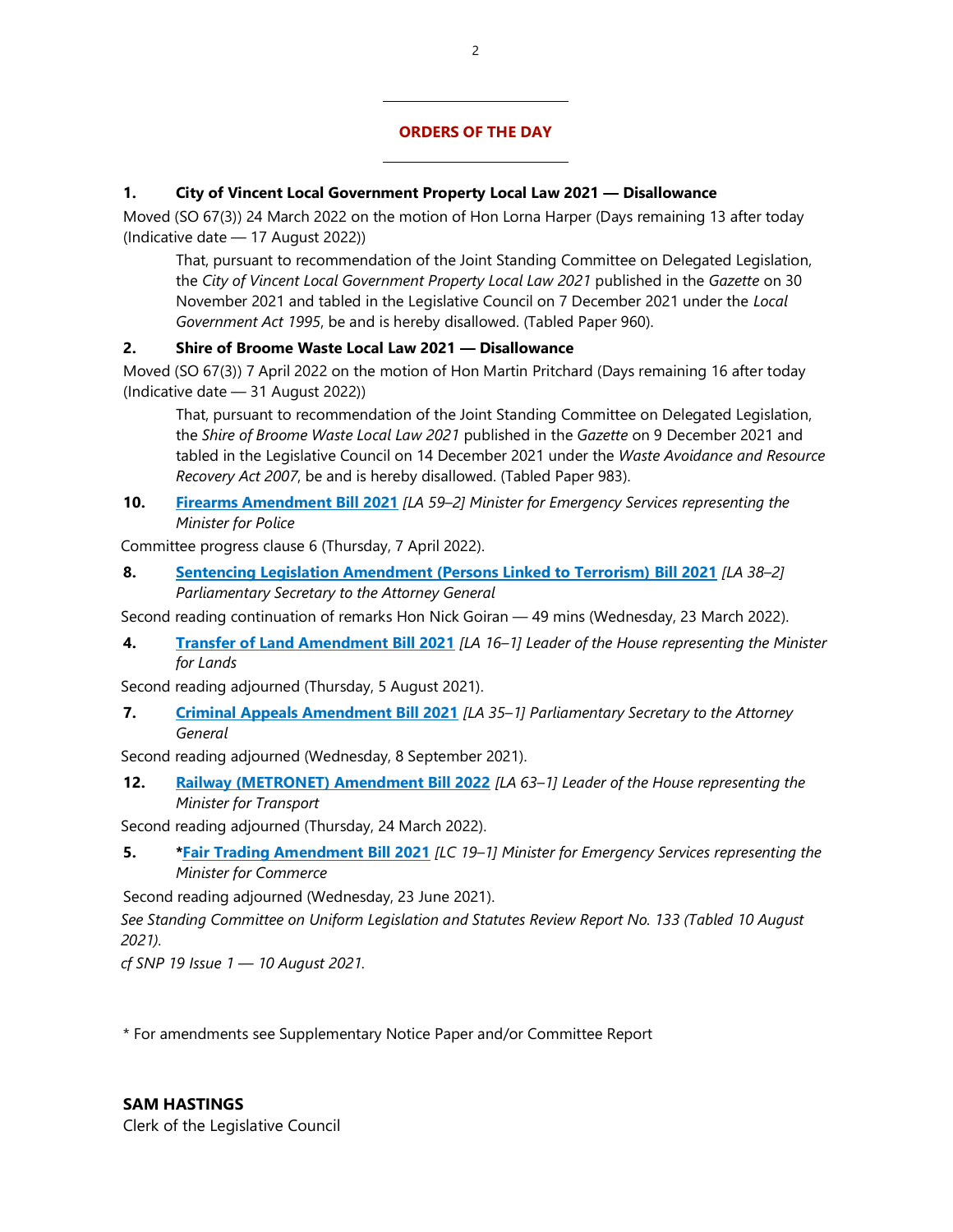## ORDERS OF THE DAY

**1. City of Vincent Local Government Property Local Law 2021 — Disallowance**

Moved (SO 67(3)) 24 March 2022 on the motion of Hon Lorna Harper (Days remaining 13 after today (Indicative date — 17 August 2022))

> That, pursuant to recommendation of the Joint Standing Committee on Delegated Legislation, the *City of Vincent Local Government Property Local Law 2021* published in the *Gazette* on 30 November 2021 and tabled in the Legislative Council on 7 December 2021 under the *Local Government Act 1995*, be and is hereby disallowed. (Tabled Paper 960).

**2. Shire of Broome Waste Local Law 2021 — Disallowance**

Moved (SO 67(3)) 7 April 2022 on the motion of Hon Martin Pritchard (Days remaining 16 after today (Indicative date — 31 August 2022))

> That, pursuant to recommendation of the Joint Standing Committee on Delegated Legislation, the *Shire of Broome Waste Local Law 2021* published in the *Gazette* on 9 December 2021 and tabled in the Legislative Council on 14 December 2021 under the *Waste Avoidance and Resource Recovery Act 2007*, be and is hereby disallowed. (Tabled Paper 983).

**10. Firearms Amendment Bill 2021** *[LA 59–2] Minister for Emergency Services representing the Minister for Police*

Committee progress clause 6 (Thursday, 7 April 2022).

**8. Sentencing Legislation Amendment (Persons Linked to Terrorism) Bill 2021** *[LA 38–2] Parliamentary Secretary to the Attorney General*

Second reading continuation of remarks Hon Nick Goiran — 49 mins (Wednesday, 23 March 2022).

**4. Transfer of Land Amendment Bill 2021** *[LA 16–1] Leader of the House representing the Minister for Lands*

Second reading adjourned (Thursday, 5 August 2021).

**7. Criminal Appeals Amendment Bill 2021** *[LA 35–1] Parliamentary Secretary to the Attorney General*

Second reading adjourned (Wednesday, 8 September 2021).

**12. Railway (METRONET) Amendment Bill 2022** *[LA 63–1] Leader of the House representing the Minister for Transport*

Second reading adjourned (Thursday, 24 March 2022).

**5. *Fair Trading Amendment Bill 2021** *[LC 19–1] Minister for Emergency Services representing the Minister for Commerce*

Second reading adjourned (Wednesday, 23 June 2021).

*See Standing Committee on Uniform Legislation and Statutes Review Report No. 133 (Tabled 10 August 2021).*

*cf SNP 19 Issue 1 — 10 August 2021.*

\* For amendments see Supplementary Notice Paper and/or Committee Report

**SAM HASTINGS**
Clerk of the Legislative Council